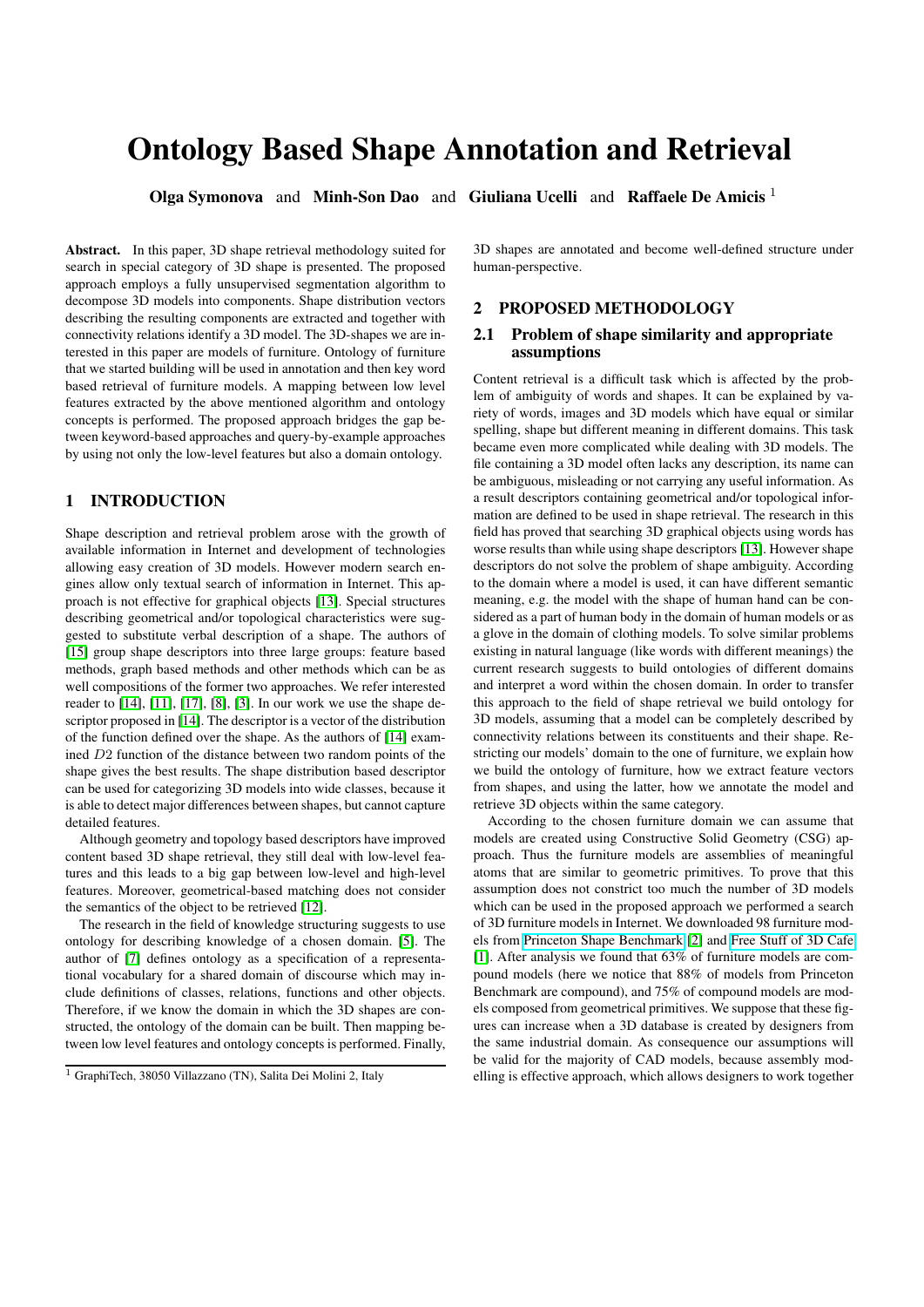# Ontology Based Shape Annotation and Retrieval

**Olga Symonova** and **Minh-Son Dao** and **Giuliana Ucelli** and **Raffaele De Amicis** [1]

**Abstract.** In this paper, 3D shape retrieval methodology suited for search in special category of 3D shape is presented. The proposed approach employs a fully unsupervised segmentation algorithm to decompose 3D models into components. Shape distribution vectors describing the resulting components are extracted and together with connectivity relations identify a 3D model. The 3D-shapes we are interested in this paper are models of furniture. Ontology of furniture that we started building will be used in annotation and then key word based retrieval of furniture models. A mapping between low level features extracted by the above mentioned algorithm and ontology concepts is performed. The proposed approach bridges the gap between keyword-based approaches and query-by-example approaches by using not only the low-level features but also a domain ontology.

## 1 INTRODUCTION

Shape description and retrieval problem arose with the growth of available information in Internet and development of technologies allowing easy creation of 3D models. However modern search engines allow only textual search of information in Internet. This approach is not effective for graphical objects [13]. Special structures describing geometrical and/or topological characteristics were suggested to substitute verbal description of a shape. The authors of [15] group shape descriptors into three large groups: feature based methods, graph based methods and other methods which can be as well compositions of the former two approaches. We refer interested reader to [14], [11], [17], [8], [3]. In our work we use the shape descriptor proposed in [14]. The descriptor is a vector of the distribution of the function defined over the shape. As the authors of [14] examined $D2$ function of the distance between two random points of the shape gives the best results. The shape distribution based descriptor can be used for categorizing 3D models into wide classes, because it is able to detect major differences between shapes, but cannot capture detailed features.

Although geometry and topology based descriptors have improved content based 3D shape retrieval, they still deal with low-level features and this leads to a big gap between low-level and high-level features. Moreover, geometrical-based matching does not consider the semantics of the object to be retrieved [12].

The research in the field of knowledge structuring suggests to use ontology for describing knowledge of a chosen domain. [5]. The author of [7] defines ontology as a specification of a representational vocabulary for a shared domain of discourse which may include definitions of classes, relations, functions and other objects. Therefore, if we know the domain in which the 3D shapes are constructed, the ontology of the domain can be built. Then mapping between low level features and ontology concepts is performed. Finally, 3D shapes are annotated and become well-defined structure under human-perspective.

## 2 PROPOSED METHODOLOGY

### 2.1 Problem of shape similarity and appropriate assumptions

Content retrieval is a difficult task which is affected by the problem of ambiguity of words and shapes. It can be explained by variety of words, images and 3D models which have equal or similar spelling, shape but different meaning in different domains. This task became even more complicated while dealing with 3D models. The file containing a 3D model often lacks any description, its name can be ambiguous, misleading or not carrying any useful information. As a result descriptors containing geometrical and/or topological information are defined to be used in shape retrieval. The research in this field has proved that searching 3D graphical objects using words has worse results than while using shape descriptors [13]. However shape descriptors do not solve the problem of shape ambiguity. According to the domain where a model is used, it can have different semantic meaning, e.g. the model with the shape of human hand can be considered as a part of human body in the domain of human models or as a glove in the domain of clothing models. To solve similar problems existing in natural language (like words with different meanings) the current research suggests to build ontologies of different domains and interpret a word within the chosen domain. In order to transfer this approach to the field of shape retrieval we build ontology for 3D models, assuming that a model can be completely described by connectivity relations between its constituents and their shape. Restricting our models' domain to the one of furniture, we explain how we build the ontology of furniture, how we extract feature vectors from shapes, and using the latter, how we annotate the model and retrieve 3D objects within the same category.

According to the chosen furniture domain we can assume that models are created using Constructive Solid Geometry (CSG) approach. Thus the furniture models are assemblies of meaningful atoms that are similar to geometric primitives. To prove that this assumption does not constrict too much the number of 3D models which can be used in the proposed approach we performed a search of 3D furniture models in Internet. We downloaded 98 furniture models from Princeton Shape Benchmark [2] and Free Stuff of 3D Cafe [1]. After analysis we found that 63% of furniture models are compound models (here we notice that 88% of models from Princeton Benchmark are compound), and 75% of compound models are models composed from geometrical primitives. We suppose that these figures can increase when a 3D database is created by designers from the same industrial domain. As consequence our assumptions will be valid for the majority of CAD models, because assembly modelling is effective approach, which allows designers to work together

[1] GraphiTech, 38050 Villazzano (TN), Salita Dei Molini 2, Italy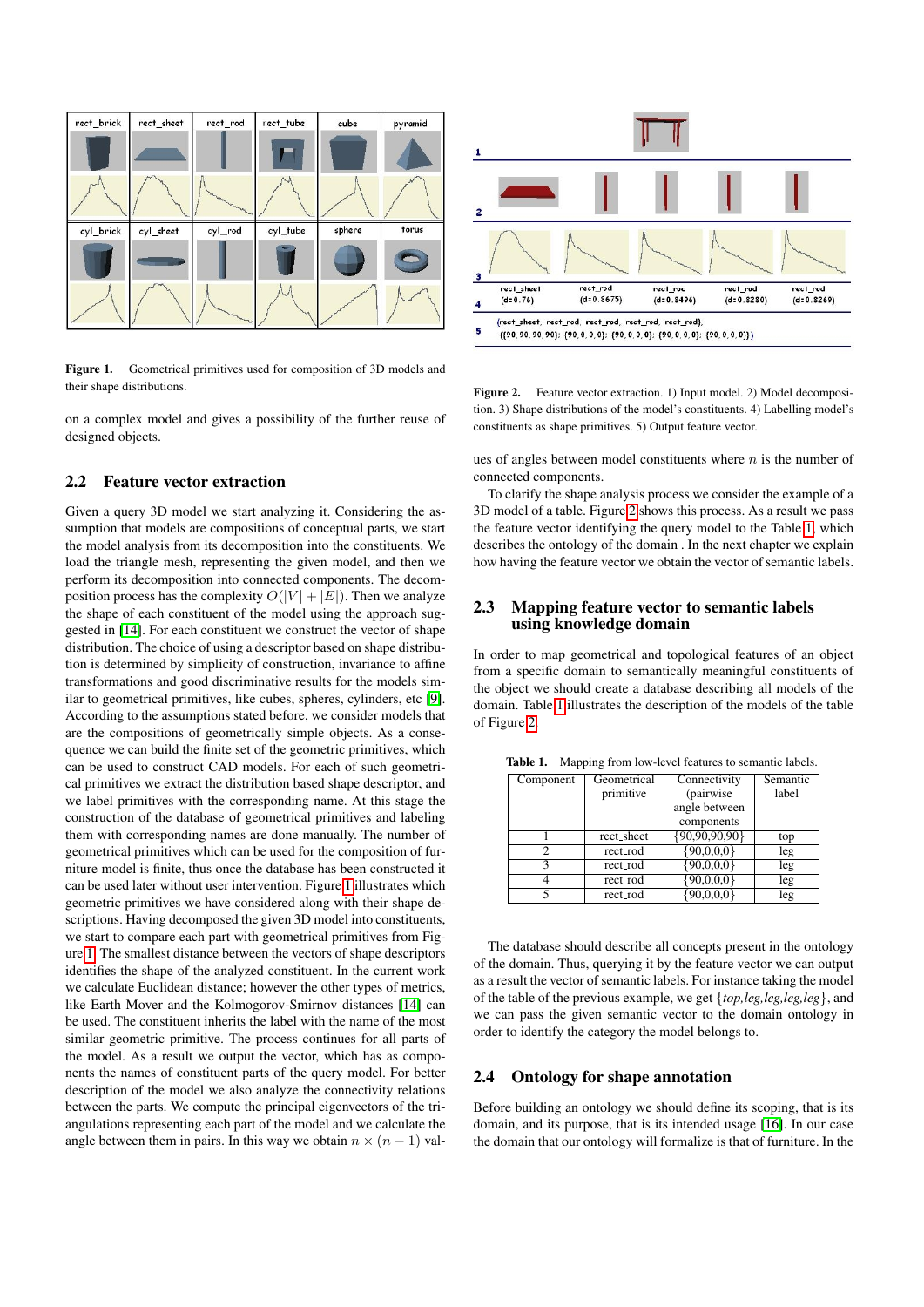**Figure 1.** Geometrical primitives used for composition of 3D models and their shape distributions.

on a complex model and gives a possibility of the further reuse of designed objects.

## 2.2 Feature vector extraction

Given a query 3D model we start analyzing it. Considering the assumption that models are compositions of conceptual parts, we start the model analysis from its decomposition into the constituents. We load the triangle mesh, representing the given model, and then we perform its decomposition into connected components. The decomposition process has the complexity $O(|V| + |E|)$. Then we analyze the shape of each constituent of the model using the approach suggested in [14]. For each constituent we construct the vector of shape distribution. The choice of using a descriptor based on shape distribution is determined by simplicity of construction, invariance to affine transformations and good discriminative results for the models similar to geometrical primitives, like cubes, spheres, cylinders, etc [9]. According to the assumptions stated before, we consider models that are the compositions of geometrically simple objects. As a consequence we can build the finite set of the geometric primitives, which can be used to construct CAD models. For each of such geometrical primitives we extract the distribution based shape descriptor, and we label primitives with the corresponding name. At this stage the construction of the database of geometrical primitives and labeling them with corresponding names are done manually. The number of geometrical primitives which can be used for the composition of furniture model is finite, thus once the database has been constructed it can be used later without user intervention. Figure 1 illustrates which geometric primitives we have considered along with their shape descriptions. Having decomposed the given 3D model into constituents, we start to compare each part with geometrical primitives from Figure 1. The smallest distance between the vectors of shape descriptors identifies the shape of the analyzed constituent. In the current work we calculate Euclidean distance; however the other types of metrics, like Earth Mover and the Kolmogorov-Smirnov distances [14] can be used. The constituent inherits the label with the name of the most similar geometric primitive. The process continues for all parts of the model. As a result we output the vector, which has as components the names of constituent parts of the query model. For better description of the model we also analyze the connectivity relations between the parts. We compute the principal eigenvectors of the triangulations representing each part of the model and we calculate the angle between them in pairs. In this way we obtain $n \times (n-1)$ values of angles between model constituents where $n$ is the number of connected components.

**Figure 2.** Feature vector extraction. 1) Input model. 2) Model decomposition. 3) Shape distributions of the model's constituents. 4) Labelling model's constituents as shape primitives. 5) Output feature vector.

To clarify the shape analysis process we consider the example of a 3D model of a table. Figure 2 shows this process. As a result we pass the feature vector identifying the query model to the Table 1, which describes the ontology of the domain . In the next chapter we explain how having the feature vector we obtain the vector of semantic labels.

## 2.3 Mapping feature vector to semantic labels using knowledge domain

In order to map geometrical and topological features of an object from a specific domain to semantically meaningful constituents of the object we should create a database describing all models of the domain. Table 1 illustrates the description of the models of the table of Figure 2.

**Table 1.** Mapping from low-level features to semantic labels.

| Component | Geometrical primitive | Connectivity (pairwise angle between components | Semantic label |
|---|---|---|---|
| 1 | rect_sheet | {90,90,90,90} | top |
| 2 | rect_rod | {90,0,0,0} | leg |
| 3 | rect_rod | {90,0,0,0} | leg |
| 4 | rect_rod | {90,0,0,0} | leg |
| 5 | rect_rod | {90,0,0,0} | leg |

The database should describe all concepts present in the ontology of the domain. Thus, querying it by the feature vector we can output as a result the vector of semantic labels. For instance taking the model of the table of the previous example, we get {*top,leg,leg,leg,leg*}, and we can pass the given semantic vector to the domain ontology in order to identify the category the model belongs to.

## 2.4 Ontology for shape annotation

Before building an ontology we should define its scoping, that is its domain, and its purpose, that is its intended usage [16]. In our case the domain that our ontology will formalize is that of furniture. In the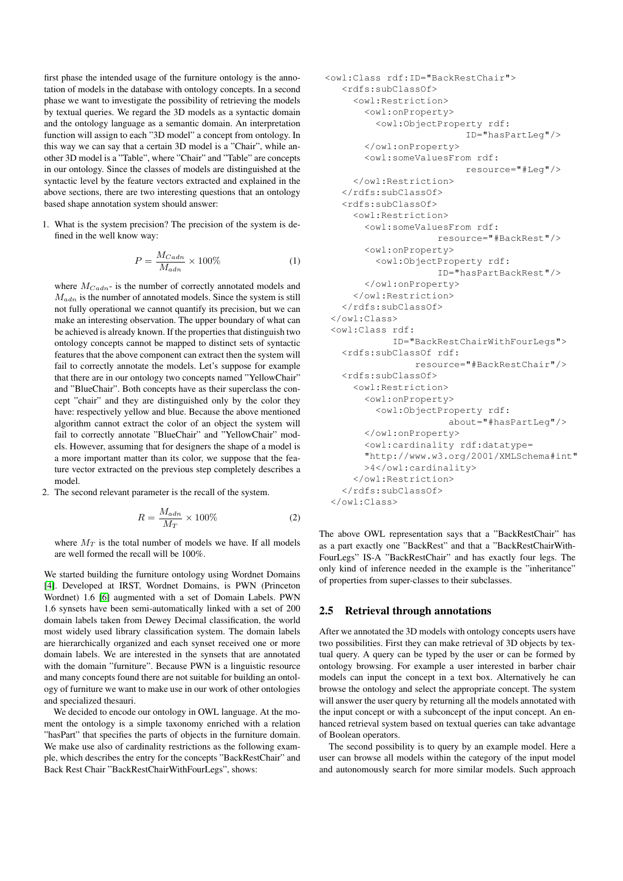first phase the intended usage of the furniture ontology is the annotation of models in the database with ontology concepts. In a second phase we want to investigate the possibility of retrieving the models by textual queries. We regard the 3D models as a syntactic domain and the ontology language as a semantic domain. An interpretation function will assign to each "3D model" a concept from ontology. In this way we can say that a certain 3D model is a "Chair", while another 3D model is a "Table", where "Chair" and "Table" are concepts in our ontology. Since the classes of models are distinguished at the syntactic level by the feature vectors extracted and explained in the above sections, there are two interesting questions that an ontology based shape annotation system should answer:

1. What is the system precision? The precision of the system is defined in the well know way:

$$P = \frac{M_{Cadn}}{M_{adn}} \times 100\% \tag{1}$$

   where $M_{Cadn}$- is the number of correctly annotated models and $M_{adn}$ is the number of annotated models. Since the system is still not fully operational we cannot quantify its precision, but we can make an interesting observation. The upper boundary of what can be achieved is already known. If the properties that distinguish two ontology concepts cannot be mapped to distinct sets of syntactic features that the above component can extract then the system will fail to correctly annotate the models. Let's suppose for example that there are in our ontology two concepts named "YellowChair" and "BlueChair". Both concepts have as their superclass the concept "chair" and they are distinguished only by the color they have: respectively yellow and blue. Because the above mentioned algorithm cannot extract the color of an object the system will fail to correctly annotate "BlueChair" and "YellowChair" models. However, assuming that for designers the shape of a model is a more important matter than its color, we suppose that the feature vector extracted on the previous step completely describes a model.

2. The second relevant parameter is the recall of the system.

$$R = \frac{M_{adn}}{M_T} \times 100\% \tag{2}$$

   where $M_T$ is the total number of models we have. If all models are well formed the recall will be 100%.

We started building the furniture ontology using Wordnet Domains [4]. Developed at IRST, Wordnet Domains, is PWN (Princeton Wordnet) 1.6 [6] augmented with a set of Domain Labels. PWN 1.6 synsets have been semi-automatically linked with a set of 200 domain labels taken from Dewey Decimal classification, the world most widely used library classification system. The domain labels are hierarchically organized and each synset received one or more domain labels. We are interested in the synsets that are annotated with the domain "furniture". Because PWN is a linguistic resource and many concepts found there are not suitable for building an ontology of furniture we want to make use in our work of other ontologies and specialized thesauri.

We decided to encode our ontology in OWL language. At the moment the ontology is a simple taxonomy enriched with a relation "hasPart" that specifies the parts of objects in the furniture domain. We make use also of cardinality restrictions as the following example, which describes the entry for the concepts "BackRestChair" and Back Rest Chair "BackRestChairWithFourLegs", shows:

```
<owl:Class rdf:ID="BackRestChair">
   <rdfs:subClassOf>
     <owl:Restriction>
       <owl:onProperty>
         <owl:ObjectProperty rdf:
                         ID="hasPartLeg"/>
       </owl:onProperty>
       <owl:someValuesFrom rdf:
                         resource="#Leg"/>
     </owl:Restriction>
   </rdfs:subClassOf>
   <rdfs:subClassOf>
     <owl:Restriction>
       <owl:someValuesFrom rdf:
                    resource="#BackRest"/>
       <owl:onProperty>
         <owl:ObjectProperty rdf:
                    ID="hasPartBackRest"/>
       </owl:onProperty>
     </owl:Restriction>
   </rdfs:subClassOf>
 </owl:Class>
 <owl:Class rdf:
           ID="BackRestChairWithFourLegs">
   <rdfs:subClassOf rdf:
               resource="#BackRestChair"/>
   <rdfs:subClassOf>
     <owl:Restriction>
       <owl:onProperty>
         <owl:ObjectProperty rdf:
                      about="#hasPartLeg"/>
       </owl:onProperty>
       <owl:cardinality rdf:datatype=
       "http://www.w3.org/2001/XMLSchema#int"
       >4</owl:cardinality>
     </owl:Restriction>
   </rdfs:subClassOf>
 </owl:Class>
```

The above OWL representation says that a "BackRestChair" has as a part exactly one "BackRest" and that a "BackRestChairWithFourLegs" IS-A "BackRestChair" and has exactly four legs. The only kind of inference needed in the example is the "inheritance" of properties from super-classes to their subclasses.

## 2.5 Retrieval through annotations

After we annotated the 3D models with ontology concepts users have two possibilities. First they can make retrieval of 3D objects by textual query. A query can be typed by the user or can be formed by ontology browsing. For example a user interested in barber chair models can input the concept in a text box. Alternatively he can browse the ontology and select the appropriate concept. The system will answer the user query by returning all the models annotated with the input concept or with a subconcept of the input concept. An enhanced retrieval system based on textual queries can take advantage of Boolean operators.

The second possibility is to query by an example model. Here a user can browse all models within the category of the input model and autonomously search for more similar models. Such approach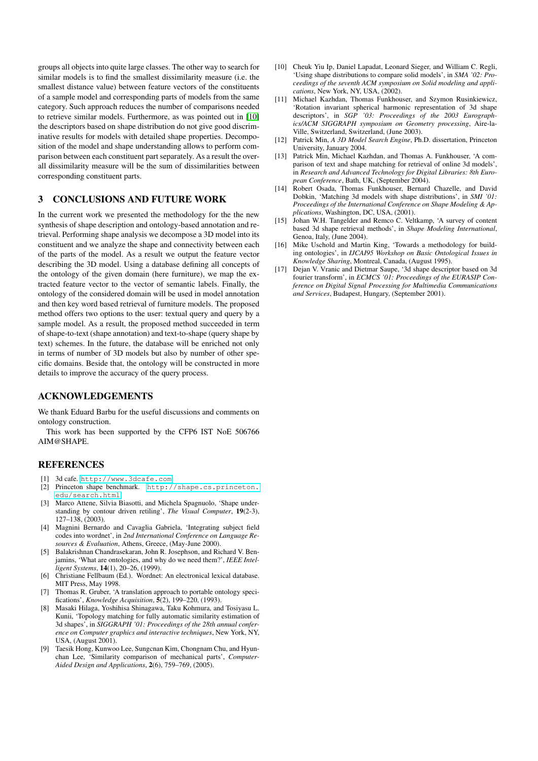groups all objects into quite large classes. The other way to search for similar models is to find the smallest dissimilarity measure (i.e. the smallest distance value) between feature vectors of the constituents of a sample model and corresponding parts of models from the same category. Such approach reduces the number of comparisons needed to retrieve similar models. Furthermore, as was pointed out in [10] the descriptors based on shape distribution do not give good discriminative results for models with detailed shape properties. Decomposition of the model and shape understanding allows to perform comparison between each constituent part separately. As a result the overall dissimilarity measure will be the sum of dissimilarities between corresponding constituent parts.

## 3 CONCLUSIONS AND FUTURE WORK

In the current work we presented the methodology for the the new synthesis of shape description and ontology-based annotation and retrieval. Performing shape analysis we decompose a 3D model into its constituent and we analyze the shape and connectivity between each of the parts of the model. As a result we output the feature vector describing the 3D model. Using a database defining all concepts of the ontology of the given domain (here furniture), we map the extracted feature vector to the vector of semantic labels. Finally, the ontology of the considered domain will be used in model annotation and then key word based retrieval of furniture models. The proposed method offers two options to the user: textual query and query by a sample model. As a result, the proposed method succeeded in term of shape-to-text (shape annotation) and text-to-shape (query shape by text) schemes. In the future, the database will be enriched not only in terms of number of 3D models but also by number of other specific domains. Beside that, the ontology will be constructed in more details to improve the accuracy of the query process.

## ACKNOWLEDGEMENTS

We thank Eduard Barbu for the useful discussions and comments on ontology construction.

This work has been supported by the CFP6 IST NoE 506766 AIM@SHAPE.

## REFERENCES

[1] 3d cafe. http://www.3dcafe.com.

[2] Princeton shape benchmark. http://shape.cs.princeton.edu/search.html.

[3] Marco Attene, Silvia Biasotti, and Michela Spagnuolo, 'Shape understanding by contour driven retiling', *The Visual Computer*, **19**(2-3), 127–138, (2003).

[4] Magnini Bernardo and Cavaglia Gabriela, 'Integrating subject field codes into wordnet', in *2nd International Conference on Language Resources & Evaluation*, Athens, Greece, (May-June 2000).

[5] Balakrishnan Chandrasekaran, John R. Josephson, and Richard V. Benjamins, 'What are ontologies, and why do we need them?', *IEEE Intelligent Systems*, **14**(1), 20–26, (1999).

[6] Christiane Fellbaum (Ed.). Wordnet: An electronical lexical database. MIT Press, May 1998.

[7] Thomas R. Gruber, 'A translation approach to portable ontology specifications', *Knowledge Acquisition*, **5**(2), 199–220, (1993).

[8] Masaki Hilaga, Yoshihisa Shinagawa, Taku Kohmura, and Tosiyasu L. Kunii, 'Topology matching for fully automatic similarity estimation of 3d shapes', in *SIGGRAPH '01: Proceedings of the 28th annual conference on Computer graphics and interactive techniques*, New York, NY, USA, (August 2001).

[9] Taesik Hong, Kunwoo Lee, Sungcnan Kim, Chongnam Chu, and Hyunchan Lee, 'Similarity comparison of mechanical parts', *Computer-Aided Design and Applications*, **2**(6), 759–769, (2005).

[10] Cheuk Yiu Ip, Daniel Lapadat, Leonard Sieger, and William C. Regli, 'Using shape distributions to compare solid models', in *SMA '02: Proceedings of the seventh ACM symposium on Solid modeling and applications*, New York, NY, USA, (2002).

[11] Michael Kazhdan, Thomas Funkhouser, and Szymon Rusinkiewicz, 'Rotation invariant spherical harmonic representation of 3d shape descriptors', in *SGP '03: Proceedings of the 2003 Eurographics/ACM SIGGRAPH symposium on Geometry processing*, Aire-la-Ville, Switzerland, Switzerland, (June 2003).

[12] Patrick Min, *A 3D Model Search Engine*, Ph.D. dissertation, Princeton University, January 2004.

[13] Patrick Min, Michael Kazhdan, and Thomas A. Funkhouser, 'A comparison of text and shape matching for retrieval of online 3d models', in *Research and Advanced Technology for Digital Libraries: 8th European Conference*, Bath, UK, (September 2004).

[14] Robert Osada, Thomas Funkhouser, Bernard Chazelle, and David Dobkin, 'Matching 3d models with shape distributions', in *SMI '01: Proceedings of the International Conference on Shape Modeling & Applications*, Washington, DC, USA, (2001).

[15] Johan W.H. Tangelder and Remco C. Veltkamp, 'A survey of content based 3d shape retrieval methods', in *Shape Modeling International*, Genoa, Italy, (June 2004).

[16] Mike Uschold and Martin King, 'Towards a methodology for building ontologies', in *IJCAI95 Workshop on Basic Ontological Issues in Knowledge Sharing*, Montreal, Canada, (August 1995).

[17] Dejan V. Vranic and Dietmar Saupe, '3d shape descriptor based on 3d fourier transform', in *ECMCS '01: Proceedings of the EURASIP Conference on Digital Signal Processing for Multimedia Communications and Services*, Budapest, Hungary, (September 2001).